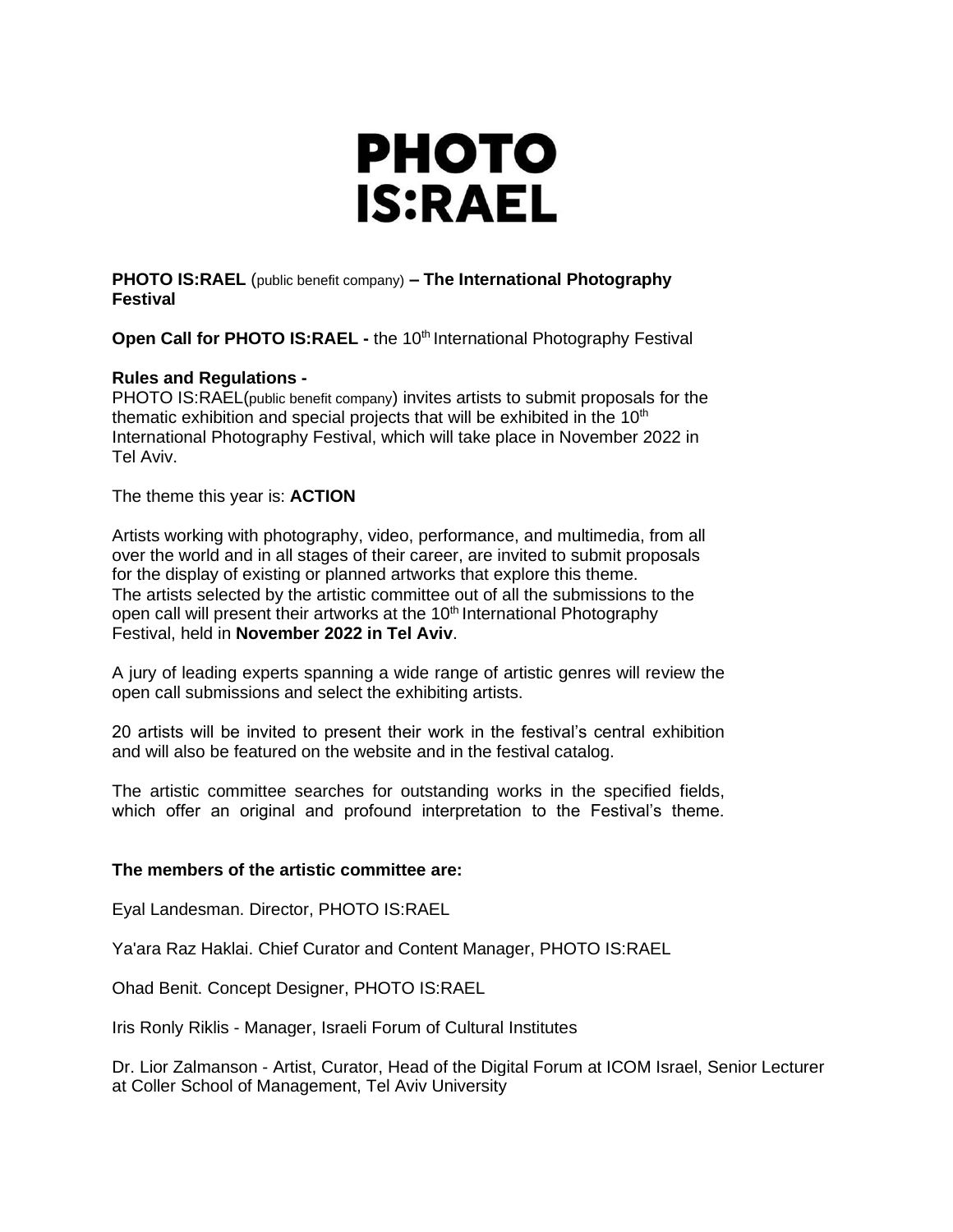# PHOTO IS:RAEL

**PHOTO IS:RAEL** (public benefit company) **– The International Photography Festival**

**Open Call for PHOTO IS:RAEL -** the 10th International Photography Festival

**Rules and Regulations -**

PHOTO IS:RAEL(public benefit company) invites artists to submit proposals for the thematic exhibition and special projects that will be exhibited in the 10th International Photography Festival, which will take place in November 2022 in Tel Aviv.

The theme this year is: **ACTION**

Artists working with photography, video, performance, and multimedia, from all over the world and in all stages of their career, are invited to submit proposals for the display of existing or planned artworks that explore this theme.
The artists selected by the artistic committee out of all the submissions to the open call will present their artworks at the 10th International Photography Festival, held in **November 2022 in Tel Aviv**.

A jury of leading experts spanning a wide range of artistic genres will review the open call submissions and select the exhibiting artists.

20 artists will be invited to present their work in the festival's central exhibition and will also be featured on the website and in the festival catalog.

The artistic committee searches for outstanding works in the specified fields, which offer an original and profound interpretation to the Festival's theme.

**The members of the artistic committee are:**

Eyal Landesman. Director, PHOTO IS:RAEL

Ya'ara Raz Haklai. Chief Curator and Content Manager, PHOTO IS:RAEL

Ohad Benit. Concept Designer, PHOTO IS:RAEL

Iris Ronly Riklis - Manager, Israeli Forum of Cultural Institutes

Dr. Lior Zalmanson - Artist, Curator, Head of the Digital Forum at ICOM Israel, Senior Lecturer at Coller School of Management, Tel Aviv University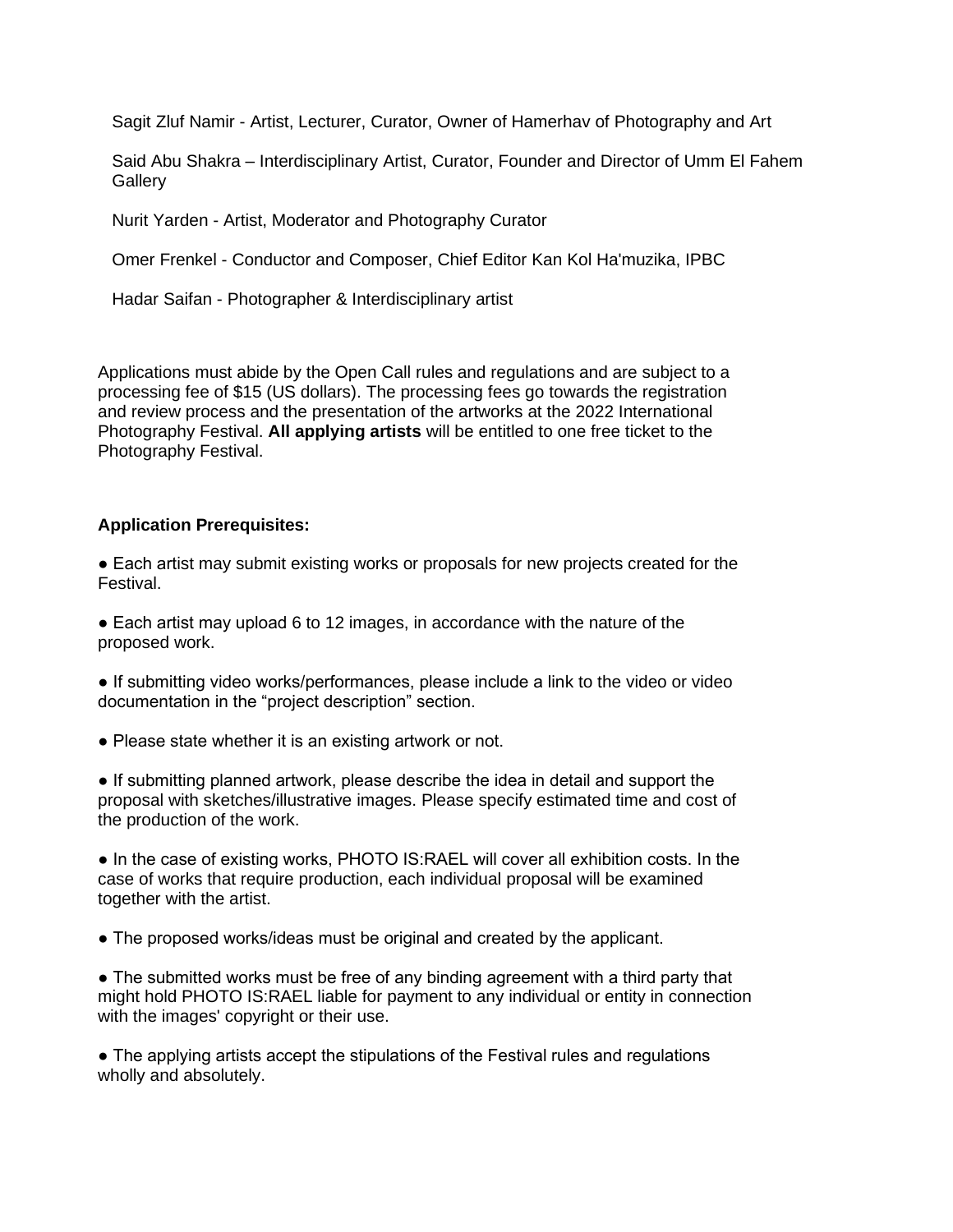Sagit Zluf Namir - Artist, Lecturer, Curator, Owner of Hamerhav of Photography and Art

Said Abu Shakra – Interdisciplinary Artist, Curator, Founder and Director of Umm El Fahem Gallery

Nurit Yarden - Artist, Moderator and Photography Curator

Omer Frenkel - Conductor and Composer, Chief Editor Kan Kol Ha'muzika, IPBC

Hadar Saifan - Photographer & Interdisciplinary artist

Applications must abide by the Open Call rules and regulations and are subject to a processing fee of $15 (US dollars). The processing fees go towards the registration and review process and the presentation of the artworks at the 2022 International Photography Festival. **All applying artists** will be entitled to one free ticket to the Photography Festival.

**Application Prerequisites:**

- Each artist may submit existing works or proposals for new projects created for the Festival.
- Each artist may upload 6 to 12 images, in accordance with the nature of the proposed work.
- If submitting video works/performances, please include a link to the video or video documentation in the "project description" section.
- Please state whether it is an existing artwork or not.
- If submitting planned artwork, please describe the idea in detail and support the proposal with sketches/illustrative images. Please specify estimated time and cost of the production of the work.
- In the case of existing works, PHOTO IS:RAEL will cover all exhibition costs. In the case of works that require production, each individual proposal will be examined together with the artist.
- The proposed works/ideas must be original and created by the applicant.
- The submitted works must be free of any binding agreement with a third party that might hold PHOTO IS:RAEL liable for payment to any individual or entity in connection with the images' copyright or their use.
- The applying artists accept the stipulations of the Festival rules and regulations wholly and absolutely.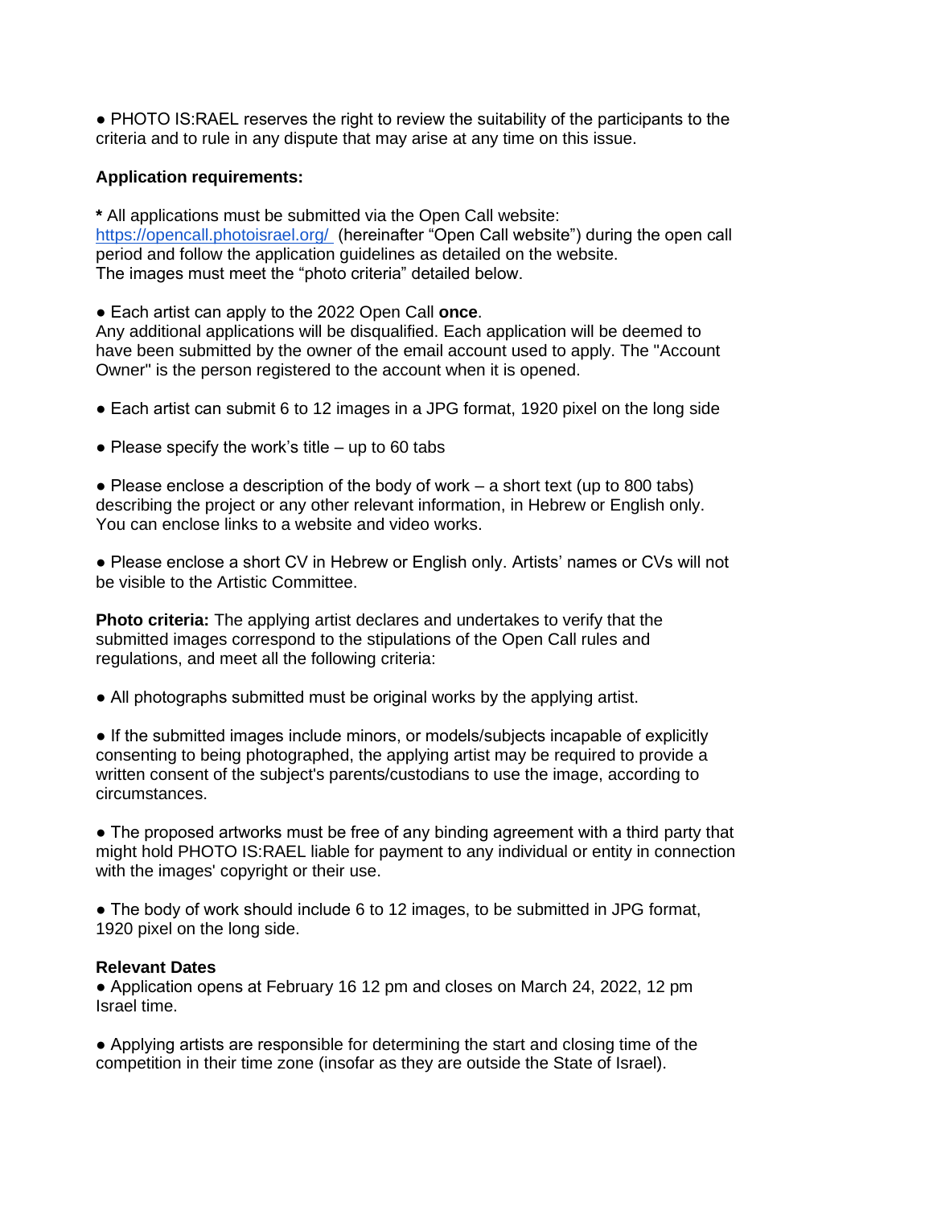● PHOTO IS:RAEL reserves the right to review the suitability of the participants to the criteria and to rule in any dispute that may arise at any time on this issue.

**Application requirements:**

**\*** All applications must be submitted via the Open Call website: [https://opencall.photoisrael.org/](https://opencall.photoisrael.org/) (hereinafter "Open Call website") during the open call period and follow the application guidelines as detailed on the website.
The images must meet the "photo criteria" detailed below.

● Each artist can apply to the 2022 Open Call **once**.
Any additional applications will be disqualified. Each application will be deemed to have been submitted by the owner of the email account used to apply. The "Account Owner" is the person registered to the account when it is opened.

● Each artist can submit 6 to 12 images in a JPG format, 1920 pixel on the long side

● Please specify the work's title – up to 60 tabs

● Please enclose a description of the body of work – a short text (up to 800 tabs) describing the project or any other relevant information, in Hebrew or English only. You can enclose links to a website and video works.

● Please enclose a short CV in Hebrew or English only. Artists' names or CVs will not be visible to the Artistic Committee.

**Photo criteria:** The applying artist declares and undertakes to verify that the submitted images correspond to the stipulations of the Open Call rules and regulations, and meet all the following criteria:

● All photographs submitted must be original works by the applying artist.

● If the submitted images include minors, or models/subjects incapable of explicitly consenting to being photographed, the applying artist may be required to provide a written consent of the subject's parents/custodians to use the image, according to circumstances.

● The proposed artworks must be free of any binding agreement with a third party that might hold PHOTO IS:RAEL liable for payment to any individual or entity in connection with the images' copyright or their use.

● The body of work should include 6 to 12 images, to be submitted in JPG format, 1920 pixel on the long side.

**Relevant Dates**

● Application opens at February 16 12 pm and closes on March 24, 2022, 12 pm Israel time.

● Applying artists are responsible for determining the start and closing time of the competition in their time zone (insofar as they are outside the State of Israel).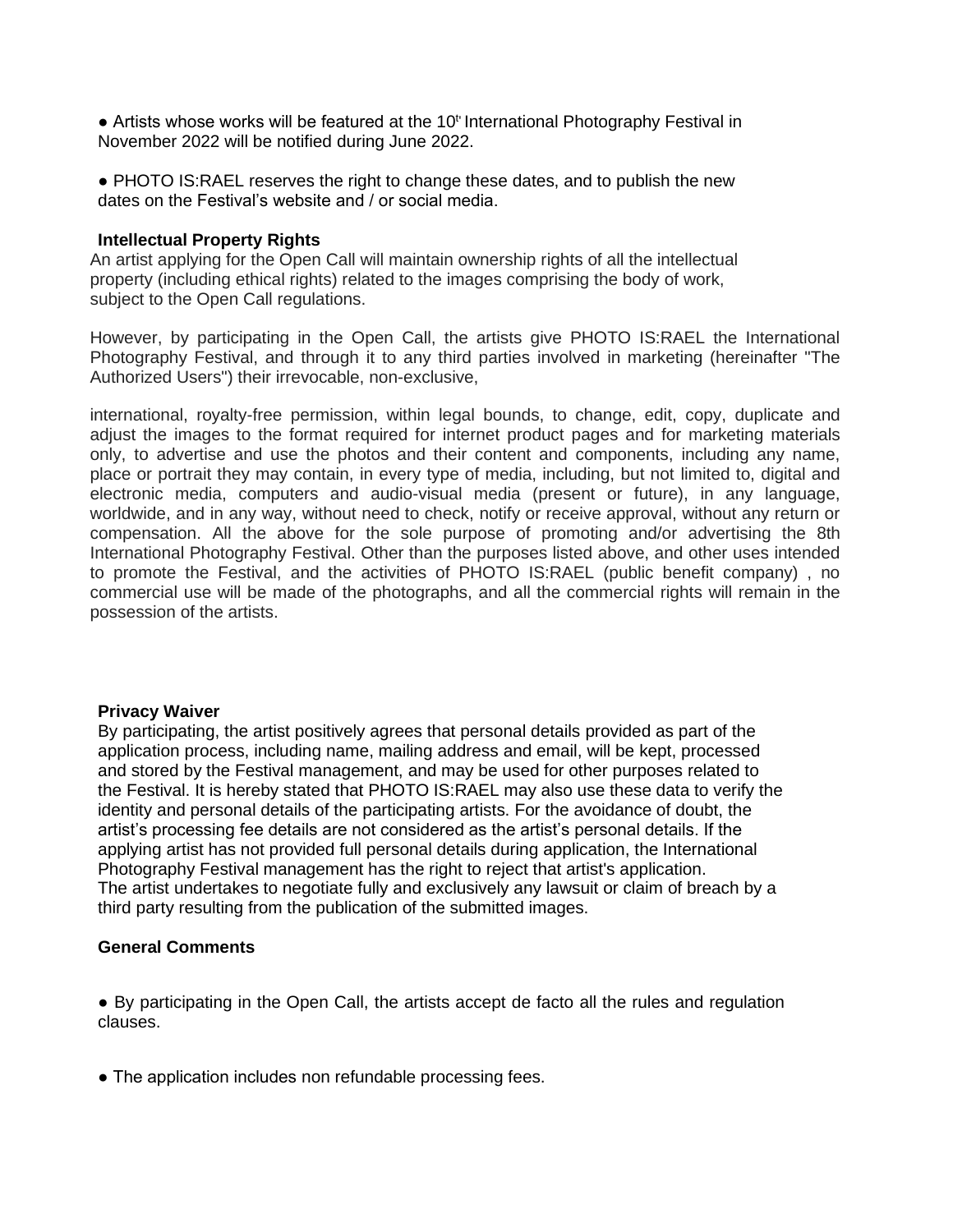- Artists whose works will be featured at the 10th International Photography Festival in November 2022 will be notified during June 2022.

- PHOTO IS:RAEL reserves the right to change these dates, and to publish the new dates on the Festival's website and / or social media.

**Intellectual Property Rights**

An artist applying for the Open Call will maintain ownership rights of all the intellectual property (including ethical rights) related to the images comprising the body of work, subject to the Open Call regulations.

However, by participating in the Open Call, the artists give PHOTO IS:RAEL the International Photography Festival, and through it to any third parties involved in marketing (hereinafter "The Authorized Users") their irrevocable, non-exclusive,

international, royalty-free permission, within legal bounds, to change, edit, copy, duplicate and adjust the images to the format required for internet product pages and for marketing materials only, to advertise and use the photos and their content and components, including any name, place or portrait they may contain, in every type of media, including, but not limited to, digital and electronic media, computers and audio-visual media (present or future), in any language, worldwide, and in any way, without need to check, notify or receive approval, without any return or compensation. All the above for the sole purpose of promoting and/or advertising the 8th International Photography Festival. Other than the purposes listed above, and other uses intended to promote the Festival, and the activities of PHOTO IS:RAEL (public benefit company) , no commercial use will be made of the photographs, and all the commercial rights will remain in the possession of the artists.

**Privacy Waiver**

By participating, the artist positively agrees that personal details provided as part of the application process, including name, mailing address and email, will be kept, processed and stored by the Festival management, and may be used for other purposes related to the Festival. It is hereby stated that PHOTO IS:RAEL may also use these data to verify the identity and personal details of the participating artists. For the avoidance of doubt, the artist's processing fee details are not considered as the artist's personal details. If the applying artist has not provided full personal details during application, the International Photography Festival management has the right to reject that artist's application.
The artist undertakes to negotiate fully and exclusively any lawsuit or claim of breach by a third party resulting from the publication of the submitted images.

**General Comments**

- By participating in the Open Call, the artists accept de facto all the rules and regulation clauses.

- The application includes non refundable processing fees.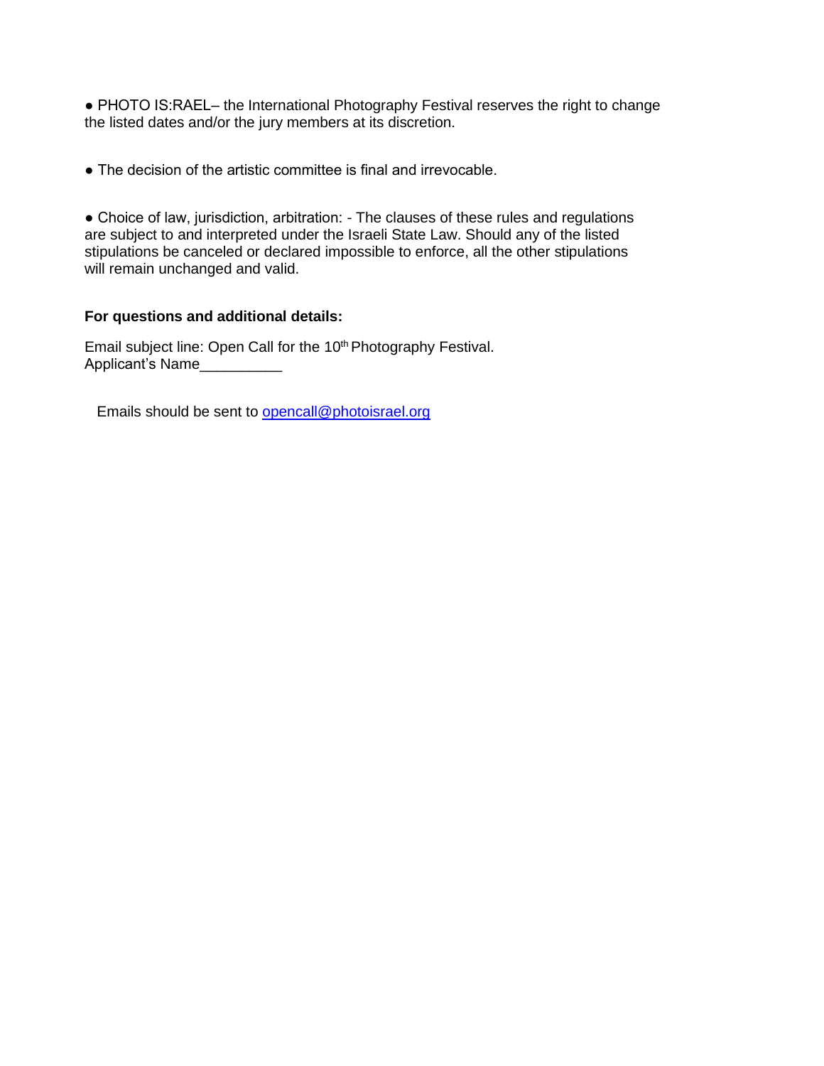- PHOTO IS:RAEL– the International Photography Festival reserves the right to change the listed dates and/or the jury members at its discretion.

- The decision of the artistic committee is final and irrevocable.

- Choice of law, jurisdiction, arbitration: - The clauses of these rules and regulations are subject to and interpreted under the Israeli State Law. Should any of the listed stipulations be canceled or declared impossible to enforce, all the other stipulations will remain unchanged and valid.

**For questions and additional details:**

Email subject line: Open Call for the 10th Photography Festival.
Applicant's Name__________

Emails should be sent to opencall@photoisrael.org